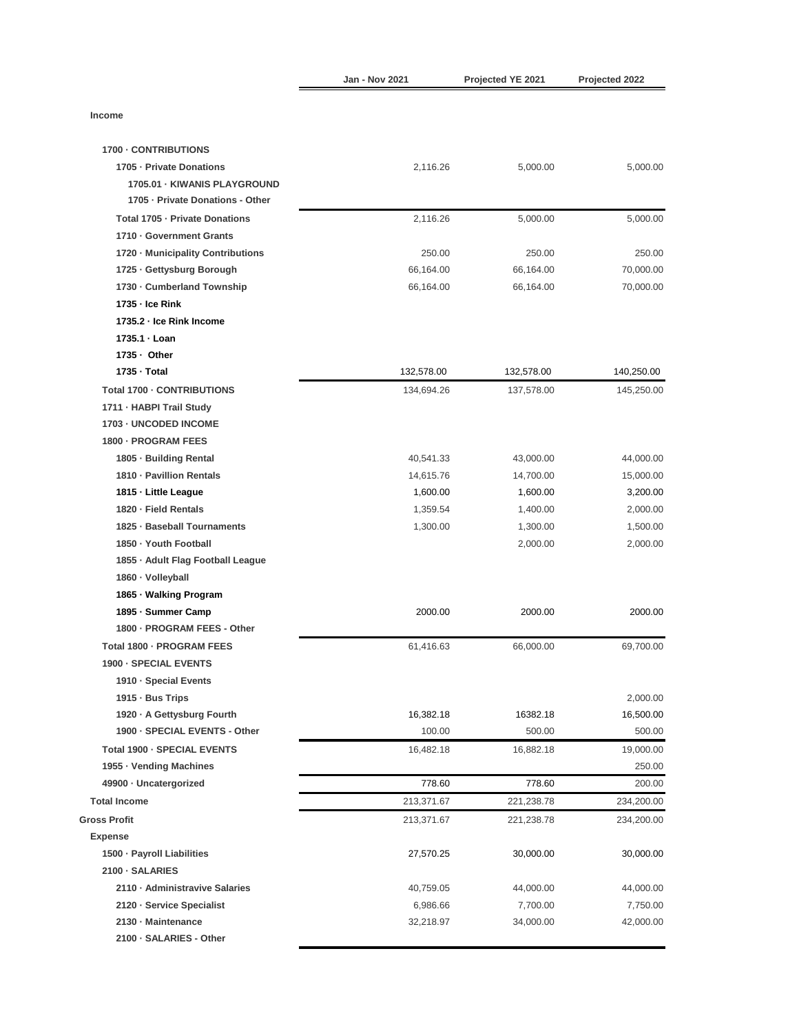| | Jan - Nov 2021 | Projected YE 2021 | Projected 2022 |
|---|---|---|---|
| **Income** | | | |
| **1700 · CONTRIBUTIONS** | | | |
| **1705 · Private Donations** | 2,116.26 | 5,000.00 | 5,000.00 |
| **1705.01 · KIWANIS PLAYGROUND** | | | |
| **1705 · Private Donations - Other** | | | |
| **Total 1705 · Private Donations** | 2,116.26 | 5,000.00 | 5,000.00 |
| **1710 · Government Grants** | | | |
| **1720 · Municipality Contributions** | 250.00 | 250.00 | 250.00 |
| **1725 · Gettysburg Borough** | 66,164.00 | 66,164.00 | 70,000.00 |
| **1730 · Cumberland Township** | 66,164.00 | 66,164.00 | 70,000.00 |
| **1735 · Ice Rink** | | | |
| **1735.2 · Ice Rink Income** | | | |
| **1735.1 · Loan** | | | |
| **1735 · Other** | | | |
| **1735 · Total** | 132,578.00 | 132,578.00 | 140,250.00 |
| **Total 1700 · CONTRIBUTIONS** | 134,694.26 | 137,578.00 | 145,250.00 |
| **1711 · HABPI Trail Study** | | | |
| **1703 · UNCODED INCOME** | | | |
| **1800 · PROGRAM FEES** | | | |
| **1805 · Building Rental** | 40,541.33 | 43,000.00 | 44,000.00 |
| **1810 · Pavillion Rentals** | 14,615.76 | 14,700.00 | 15,000.00 |
| **1815 · Little League** | 1,600.00 | 1,600.00 | 3,200.00 |
| **1820 · Field Rentals** | 1,359.54 | 1,400.00 | 2,000.00 |
| **1825 · Baseball Tournaments** | 1,300.00 | 1,300.00 | 1,500.00 |
| **1850 · Youth Football** | | 2,000.00 | 2,000.00 |
| **1855 · Adult Flag Football League** | | | |
| **1860 · Volleyball** | | | |
| **1865 · Walking Program** | | | |
| **1895 · Summer Camp** | 2000.00 | 2000.00 | 2000.00 |
| **1800 · PROGRAM FEES - Other** | | | |
| **Total 1800 · PROGRAM FEES** | 61,416.63 | 66,000.00 | 69,700.00 |
| **1900 · SPECIAL EVENTS** | | | |
| **1910 · Special Events** | | | |
| **1915 · Bus Trips** | | | 2,000.00 |
| **1920 · A Gettysburg Fourth** | 16,382.18 | 16382.18 | 16,500.00 |
| **1900 · SPECIAL EVENTS - Other** | 100.00 | 500.00 | 500.00 |
| **Total 1900 · SPECIAL EVENTS** | 16,482.18 | 16,882.18 | 19,000.00 |
| **1955 · Vending Machines** | | | 250.00 |
| **49900 · Uncatergorized** | 778.60 | 778.60 | 200.00 |
| **Total Income** | 213,371.67 | 221,238.78 | 234,200.00 |
| **Gross Profit** | 213,371.67 | 221,238.78 | 234,200.00 |
| **Expense** | | | |
| **1500 · Payroll Liabilities** | 27,570.25 | 30,000.00 | 30,000.00 |
| **2100 · SALARIES** | | | |
| **2110 · Administravive Salaries** | 40,759.05 | 44,000.00 | 44,000.00 |
| **2120 · Service Specialist** | 6,986.66 | 7,700.00 | 7,750.00 |
| **2130 · Maintenance** | 32,218.97 | 34,000.00 | 42,000.00 |
| **2100 · SALARIES - Other** | | | |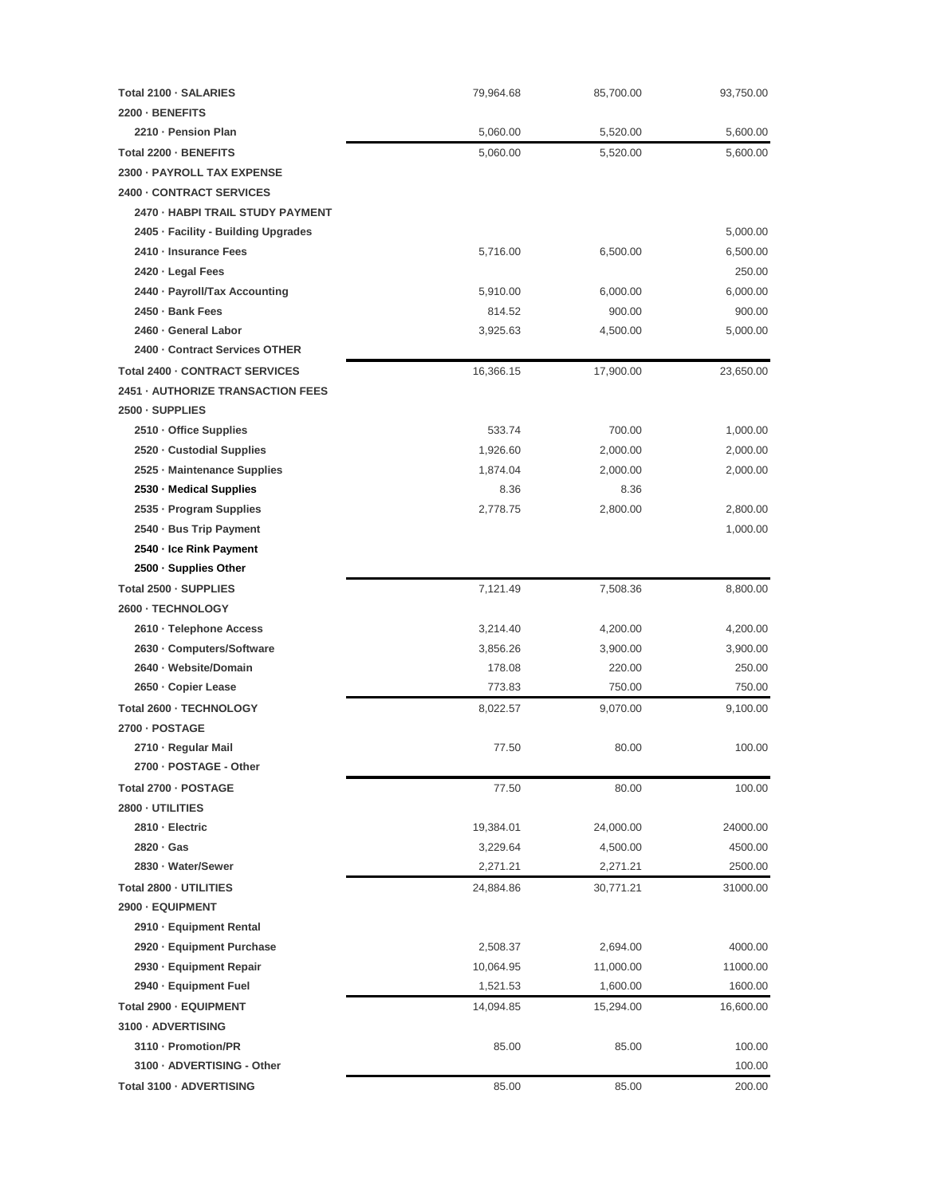| | | | |
|---|---|---|---|
| **Total 2100 · SALARIES** | 79,964.68 | 85,700.00 | 93,750.00 |
| **2200 · BENEFITS** | | | |
| **2210 · Pension Plan** | 5,060.00 | 5,520.00 | 5,600.00 |
| **Total 2200 · BENEFITS** | 5,060.00 | 5,520.00 | 5,600.00 |
| **2300 · PAYROLL TAX EXPENSE** | | | |
| **2400 · CONTRACT SERVICES** | | | |
| **2470 · HABPI TRAIL STUDY PAYMENT** | | | |
| **2405 · Facility - Building Upgrades** | | | 5,000.00 |
| **2410 · Insurance Fees** | 5,716.00 | 6,500.00 | 6,500.00 |
| **2420 · Legal Fees** | | | 250.00 |
| **2440 · Payroll/Tax Accounting** | 5,910.00 | 6,000.00 | 6,000.00 |
| **2450 · Bank Fees** | 814.52 | 900.00 | 900.00 |
| **2460 · General Labor** | 3,925.63 | 4,500.00 | 5,000.00 |
| **2400 · Contract Services OTHER** | | | |
| **Total 2400 · CONTRACT SERVICES** | 16,366.15 | 17,900.00 | 23,650.00 |
| **2451 · AUTHORIZE TRANSACTION FEES** | | | |
| **2500 · SUPPLIES** | | | |
| **2510 · Office Supplies** | 533.74 | 700.00 | 1,000.00 |
| **2520 · Custodial Supplies** | 1,926.60 | 2,000.00 | 2,000.00 |
| **2525 · Maintenance Supplies** | 1,874.04 | 2,000.00 | 2,000.00 |
| **2530 · Medical Supplies** | 8.36 | 8.36 | |
| **2535 · Program Supplies** | 2,778.75 | 2,800.00 | 2,800.00 |
| **2540 · Bus Trip Payment** | | | 1,000.00 |
| **2540 · Ice Rink Payment** | | | |
| **2500 · Supplies Other** | | | |
| **Total 2500 · SUPPLIES** | 7,121.49 | 7,508.36 | 8,800.00 |
| **2600 · TECHNOLOGY** | | | |
| **2610 · Telephone Access** | 3,214.40 | 4,200.00 | 4,200.00 |
| **2630 · Computers/Software** | 3,856.26 | 3,900.00 | 3,900.00 |
| **2640 · Website/Domain** | 178.08 | 220.00 | 250.00 |
| **2650 · Copier Lease** | 773.83 | 750.00 | 750.00 |
| **Total 2600 · TECHNOLOGY** | 8,022.57 | 9,070.00 | 9,100.00 |
| **2700 · POSTAGE** | | | |
| **2710 · Regular Mail** | 77.50 | 80.00 | 100.00 |
| **2700 · POSTAGE - Other** | | | |
| **Total 2700 · POSTAGE** | 77.50 | 80.00 | 100.00 |
| **2800 · UTILITIES** | | | |
| **2810 · Electric** | 19,384.01 | 24,000.00 | 24000.00 |
| **2820 · Gas** | 3,229.64 | 4,500.00 | 4500.00 |
| **2830 · Water/Sewer** | 2,271.21 | 2,271.21 | 2500.00 |
| **Total 2800 · UTILITIES** | 24,884.86 | 30,771.21 | 31000.00 |
| **2900 · EQUIPMENT** | | | |
| **2910 · Equipment Rental** | | | |
| **2920 · Equipment Purchase** | 2,508.37 | 2,694.00 | 4000.00 |
| **2930 · Equipment Repair** | 10,064.95 | 11,000.00 | 11000.00 |
| **2940 · Equipment Fuel** | 1,521.53 | 1,600.00 | 1600.00 |
| **Total 2900 · EQUIPMENT** | 14,094.85 | 15,294.00 | 16,600.00 |
| **3100 · ADVERTISING** | | | |
| **3110 · Promotion/PR** | 85.00 | 85.00 | 100.00 |
| **3100 · ADVERTISING - Other** | | | 100.00 |
| **Total 3100 · ADVERTISING** | 85.00 | 85.00 | 200.00 |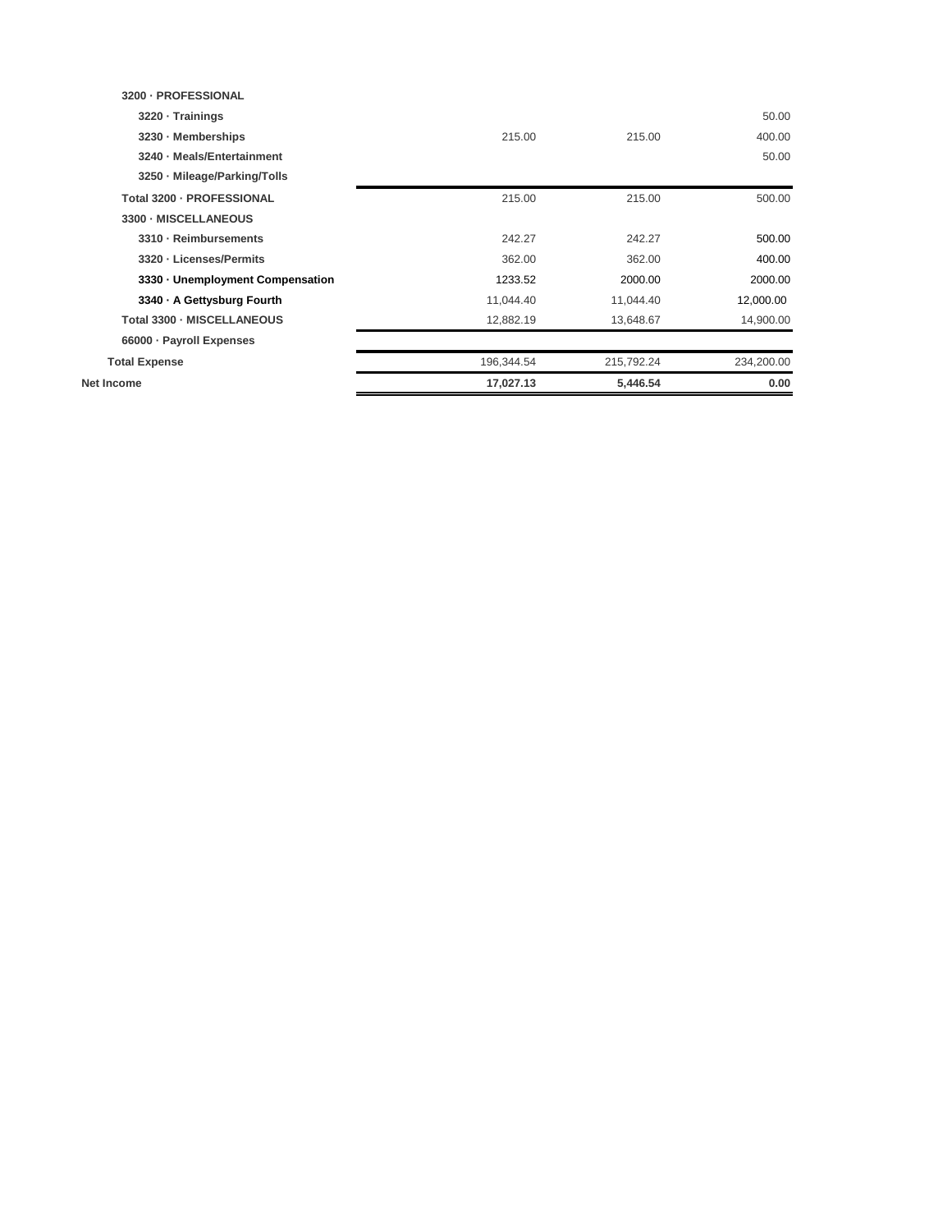| | | | |
|---|---|---|---|
| **3200 · PROFESSIONAL** | | | |
| **3220 · Trainings** | | | 50.00 |
| **3230 · Memberships** | 215.00 | 215.00 | 400.00 |
| **3240 · Meals/Entertainment** | | | 50.00 |
| **3250 · Mileage/Parking/Tolls** | | | |
| **Total 3200 · PROFESSIONAL** | 215.00 | 215.00 | 500.00 |
| **3300 · MISCELLANEOUS** | | | |
| **3310 · Reimbursements** | 242.27 | 242.27 | 500.00 |
| **3320 · Licenses/Permits** | 362.00 | 362.00 | 400.00 |
| **3330 · Unemployment Compensation** | 1233.52 | 2000.00 | 2000.00 |
| **3340 · A Gettysburg Fourth** | 11,044.40 | 11,044.40 | 12,000.00 |
| **Total 3300 · MISCELLANEOUS** | 12,882.19 | 13,648.67 | 14,900.00 |
| **66000 · Payroll Expenses** | | | |
| **Total Expense** | 196,344.54 | 215,792.24 | 234,200.00 |
| **Net Income** | **17,027.13** | **5,446.54** | **0.00** |